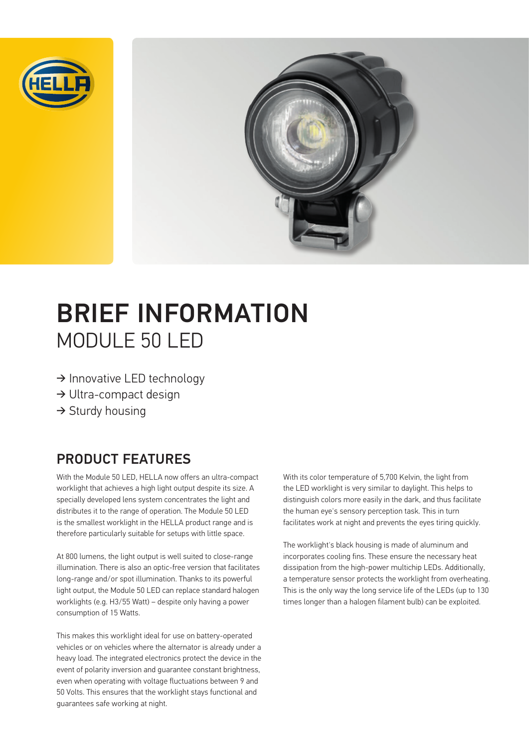# BRIEF INFORMATION

## MODULE 50 LED

- → Innovative LED technology
- → Ultra-compact design
- → Sturdy housing

## PRODUCT FEATURES

With the Module 50 LED, HELLA now offers an ultra-compact worklight that achieves a high light output despite its size. A specially developed lens system concentrates the light and distributes it to the range of operation. The Module 50 LED is the smallest worklight in the HELLA product range and is therefore particularly suitable for setups with little space.

At 800 lumens, the light output is well suited to close-range illumination. There is also an optic-free version that facilitates long-range and/or spot illumination. Thanks to its powerful light output, the Module 50 LED can replace standard halogen worklights (e.g. H3/55 Watt) – despite only having a power consumption of 15 Watts.

This makes this worklight ideal for use on battery-operated vehicles or on vehicles where the alternator is already under a heavy load. The integrated electronics protect the device in the event of polarity inversion and guarantee constant brightness, even when operating with voltage fluctuations between 9 and 50 Volts. This ensures that the worklight stays functional and guarantees safe working at night.

With its color temperature of 5,700 Kelvin, the light from the LED worklight is very similar to daylight. This helps to distinguish colors more easily in the dark, and thus facilitate the human eye's sensory perception task. This in turn facilitates work at night and prevents the eyes tiring quickly.

The worklight's black housing is made of aluminum and incorporates cooling fins. These ensure the necessary heat dissipation from the high-power multichip LEDs. Additionally, a temperature sensor protects the worklight from overheating. This is the only way the long service life of the LEDs (up to 130 times longer than a halogen filament bulb) can be exploited.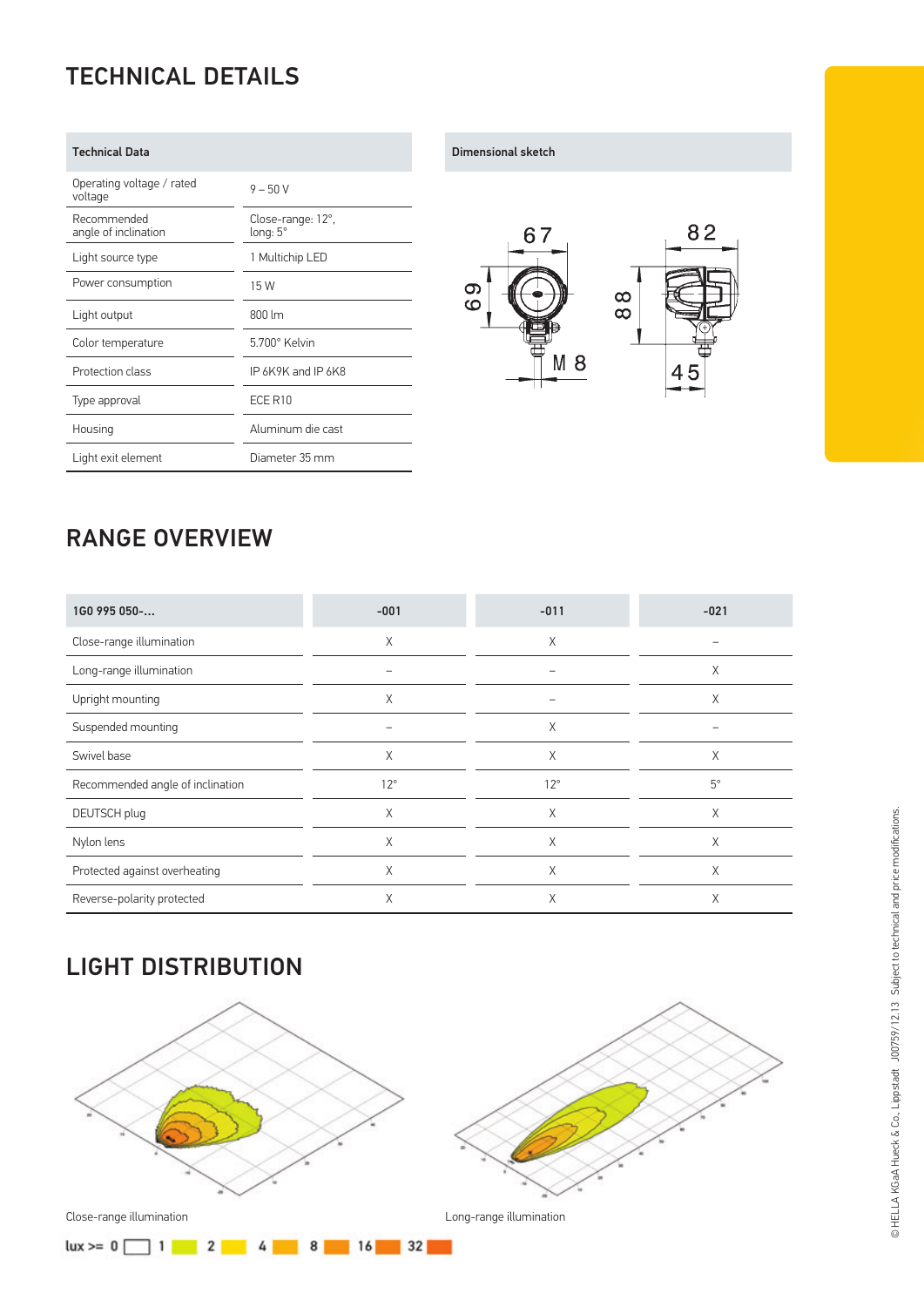# TECHNICAL DETAILS

| Technical Data | |
|---|---|
| Operating voltage / rated voltage | 9 – 50 V |
| Recommended angle of inclination | Close-range: 12°, long: 5° |
| Light source type | 1 Multichip LED |
| Power consumption | 15 W |
| Light output | 800 lm |
| Color temperature | 5.700° Kelvin |
| Protection class | IP 6K9K and IP 6K8 |
| Type approval | ECE R10 |
| Housing | Aluminum die cast |
| Light exit element | Diameter 35 mm |

**Dimensional sketch**

67
69
M 8
82
88
45

# RANGE OVERVIEW

| 1G0 995 050-... | -001 | -011 | -021 |
|---|---|---|---|
| Close-range illumination | X | X | – |
| Long-range illumination | – | – | X |
| Upright mounting | X | – | X |
| Suspended mounting | – | X | – |
| Swivel base | X | X | X |
| Recommended angle of inclination | 12° | 12° | 5° |
| DEUTSCH plug | X | X | X |
| Nylon lens | X | X | X |
| Protected against overheating | X | X | X |
| Reverse-polarity protected | X | X | X |

# LIGHT DISTRIBUTION

Close-range illumination

Long-range illumination

lux >= 0 1 2 4 8 16 32

© HELLA KGaA Hueck & Co., Lippstadt J00759/12.13 Subject to technical and price modifications.